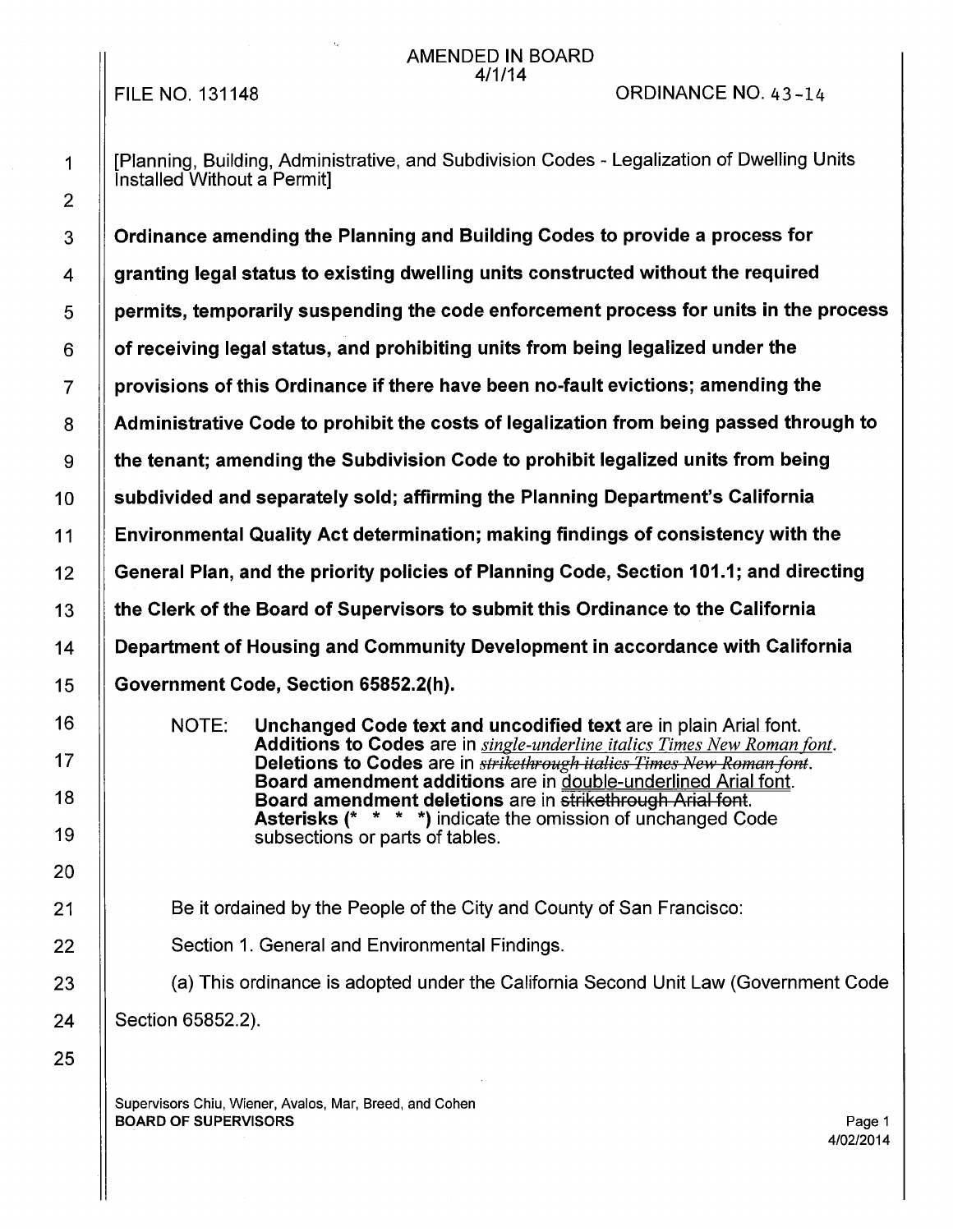AMENDED IN BOARD
4/1/14

FILE NO. 131148 ORDINANCE NO. 43-14

[Planning, Building, Administrative, and Subdivision Codes - Legalization of Dwelling Units Installed Without a Permit]

**Ordinance amending the Planning and Building Codes to provide a process for granting legal status to existing dwelling units constructed without the required permits, temporarily suspending the code enforcement process for units in the process of receiving legal status, and prohibiting units from being legalized under the provisions of this Ordinance if there have been no-fault evictions; amending the Administrative Code to prohibit the costs of legalization from being passed through to the tenant; amending the Subdivision Code to prohibit legalized units from being subdivided and separately sold; affirming the Planning Department's California Environmental Quality Act determination; making findings of consistency with the General Plan, and the priority policies of Planning Code, Section 101.1; and directing the Clerk of the Board of Supervisors to submit this Ordinance to the California Department of Housing and Community Development in accordance with California Government Code, Section 65852.2(h).**

NOTE: **Unchanged Code text and uncodified text** are in plain Arial font.
**Additions to Codes** are in *single-underline italics Times New Roman font*.
**Deletions to Codes** are in ~~*strikethrough italics Times New Roman font*~~.
**Board amendment additions** are in double-underlined Arial font.
**Board amendment deletions** are in ~~strikethrough Arial font~~.
**Asterisks (\* \* \* \*)** indicate the omission of unchanged Code subsections or parts of tables.

Be it ordained by the People of the City and County of San Francisco:

Section 1. General and Environmental Findings.

(a) This ordinance is adopted under the California Second Unit Law (Government Code Section 65852.2).

Supervisors Chiu, Wiener, Avalos, Mar, Breed, and Cohen
BOARD OF SUPERVISORS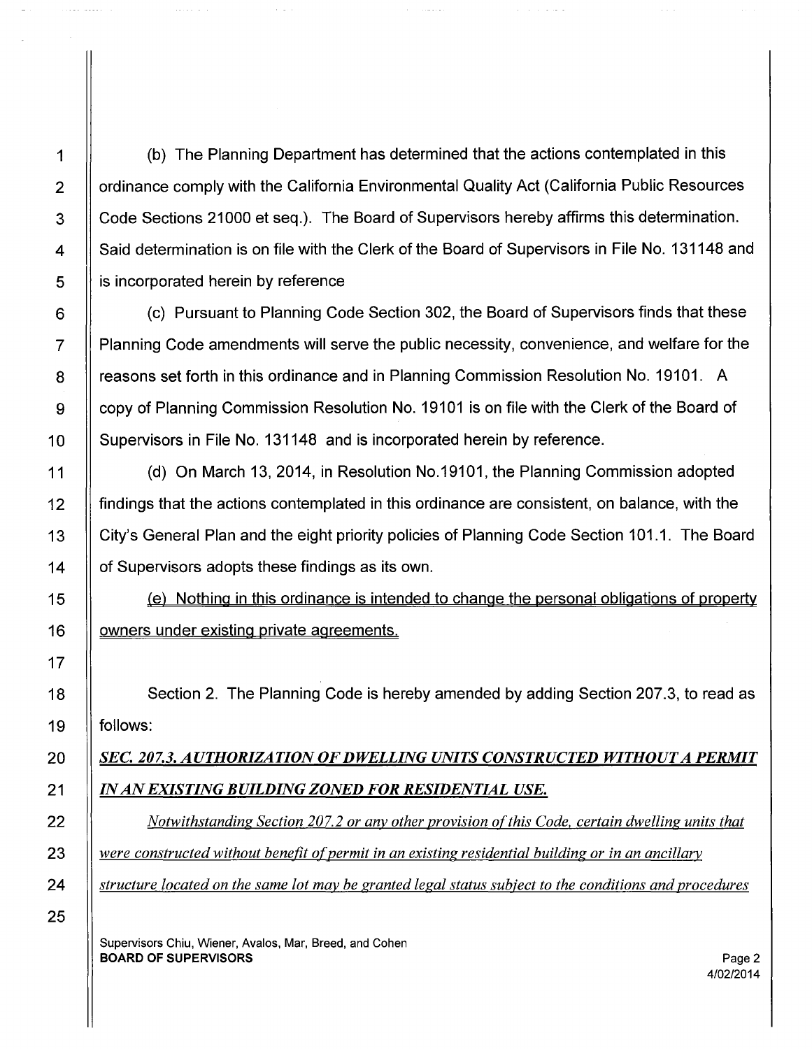(b) The Planning Department has determined that the actions contemplated in this ordinance comply with the California Environmental Quality Act (California Public Resources Code Sections 21000 et seq.). The Board of Supervisors hereby affirms this determination. Said determination is on file with the Clerk of the Board of Supervisors in File No. 131148 and is incorporated herein by reference

(c) Pursuant to Planning Code Section 302, the Board of Supervisors finds that these Planning Code amendments will serve the public necessity, convenience, and welfare for the reasons set forth in this ordinance and in Planning Commission Resolution No. 19101. A copy of Planning Commission Resolution No. 19101 is on file with the Clerk of the Board of Supervisors in File No. 131148 and is incorporated herein by reference.

(d) On March 13, 2014, in Resolution No.19101, the Planning Commission adopted findings that the actions contemplated in this ordinance are consistent, on balance, with the City's General Plan and the eight priority policies of Planning Code Section 101.1. The Board of Supervisors adopts these findings as its own.

<u>(e) Nothing in this ordinance is intended to change the personal obligations of property owners under existing private agreements.</u>

Section 2. The Planning Code is hereby amended by adding Section 207.3, to read as follows:

<u>*SEC. 207.3. AUTHORIZATION OF DWELLING UNITS CONSTRUCTED WITHOUT A PERMIT IN AN EXISTING BUILDING ZONED FOR RESIDENTIAL USE.*</u>

<u>*Notwithstanding Section 207.2 or any other provision of this Code, certain dwelling units that were constructed without benefit of permit in an existing residential building or in an ancillary structure located on the same lot may be granted legal status subject to the conditions and procedures*</u>

Supervisors Chiu, Wiener, Avalos, Mar, Breed, and Cohen
**BOARD OF SUPERVISORS**

4/02/2014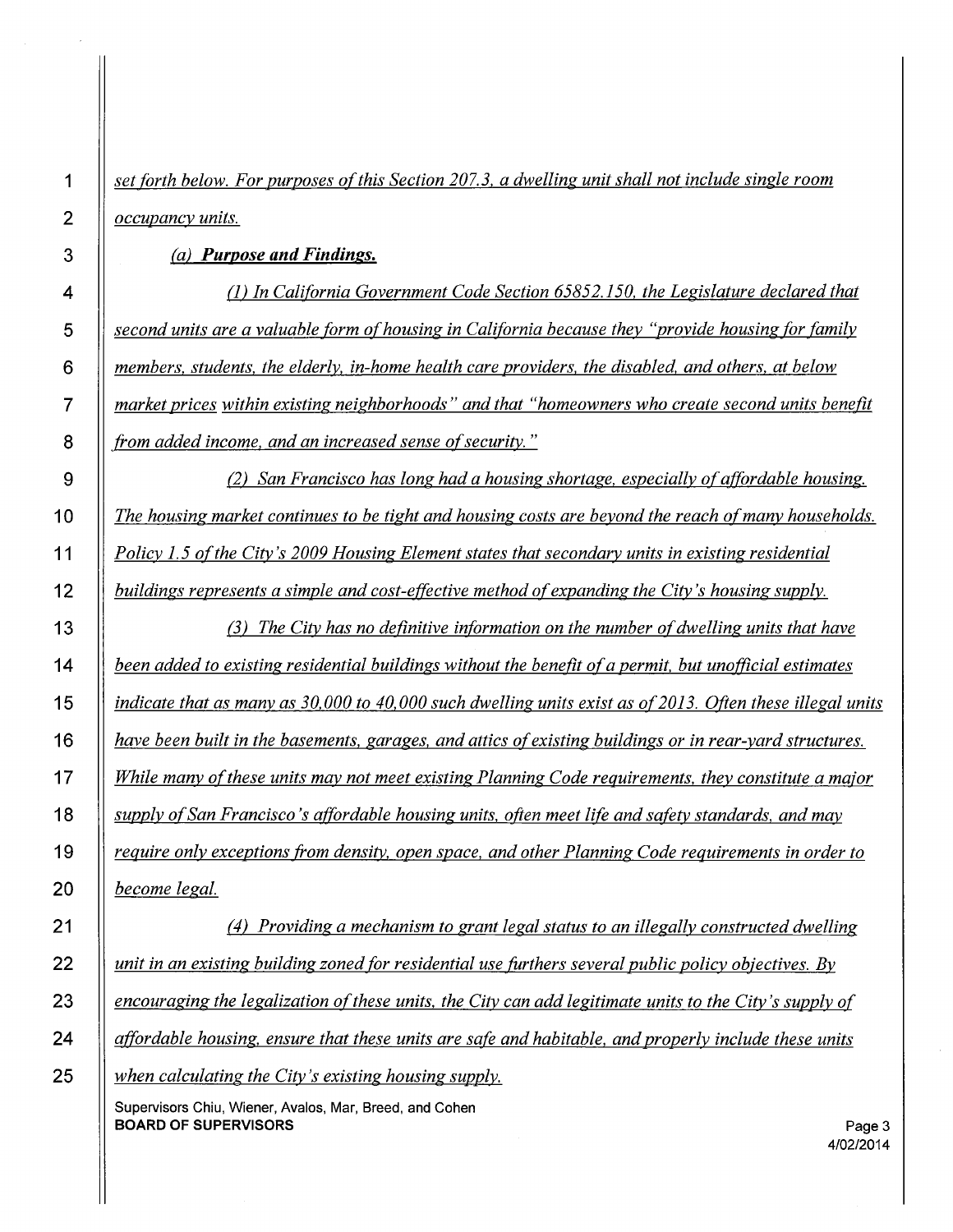*set forth below. For purposes of this Section 207.3, a dwelling unit shall not include single room occupancy units.*

*(a) **Purpose and Findings.***

*(1) In California Government Code Section 65852.150, the Legislature declared that second units are a valuable form of housing in California because they "provide housing for family members, students, the elderly, in-home health care providers, the disabled, and others, at below market prices within existing neighborhoods" and that "homeowners who create second units benefit from added income, and an increased sense of security."*

*(2) San Francisco has long had a housing shortage, especially of affordable housing. The housing market continues to be tight and housing costs are beyond the reach of many households. Policy 1.5 of the City's 2009 Housing Element states that secondary units in existing residential buildings represents a simple and cost-effective method of expanding the City's housing supply.*

*(3) The City has no definitive information on the number of dwelling units that have been added to existing residential buildings without the benefit of a permit, but unofficial estimates indicate that as many as 30,000 to 40,000 such dwelling units exist as of 2013. Often these illegal units have been built in the basements, garages, and attics of existing buildings or in rear-yard structures. While many of these units may not meet existing Planning Code requirements, they constitute a major supply of San Francisco's affordable housing units, often meet life and safety standards, and may require only exceptions from density, open space, and other Planning Code requirements in order to become legal.*

*(4) Providing a mechanism to grant legal status to an illegally constructed dwelling unit in an existing building zoned for residential use furthers several public policy objectives. By encouraging the legalization of these units, the City can add legitimate units to the City's supply of affordable housing, ensure that these units are safe and habitable, and properly include these units when calculating the City's existing housing supply.*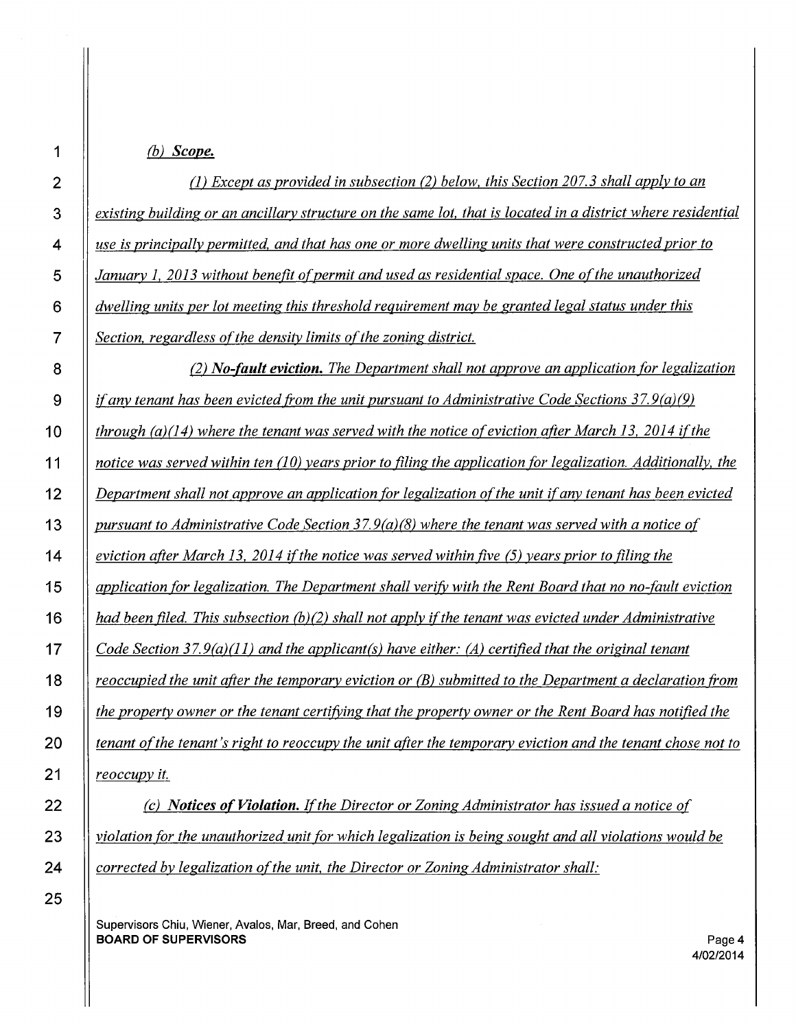*(b)* ***Scope.***

*(1) Except as provided in subsection (2) below, this Section 207.3 shall apply to an existing building or an ancillary structure on the same lot, that is located in a district where residential use is principally permitted, and that has one or more dwelling units that were constructed prior to January 1, 2013 without benefit of permit and used as residential space. One of the unauthorized dwelling units per lot meeting this threshold requirement may be granted legal status under this Section, regardless of the density limits of the zoning district.*

*(2)* ***No-fault eviction.*** *The Department shall not approve an application for legalization if any tenant has been evicted from the unit pursuant to Administrative Code Sections 37.9(a)(9) through (a)(14) where the tenant was served with the notice of eviction after March 13, 2014 if the notice was served within ten (10) years prior to filing the application for legalization. Additionally, the Department shall not approve an application for legalization of the unit if any tenant has been evicted pursuant to Administrative Code Section 37.9(a)(8) where the tenant was served with a notice of eviction after March 13, 2014 if the notice was served within five (5) years prior to filing the application for legalization. The Department shall verify with the Rent Board that no no-fault eviction had been filed. This subsection (b)(2) shall not apply if the tenant was evicted under Administrative Code Section 37.9(a)(11) and the applicant(s) have either: (A) certified that the original tenant reoccupied the unit after the temporary eviction or (B) submitted to the Department a declaration from the property owner or the tenant certifying that the property owner or the Rent Board has notified the tenant of the tenant's right to reoccupy the unit after the temporary eviction and the tenant chose not to reoccupy it.*

*(c)* ***Notices of Violation.*** *If the Director or Zoning Administrator has issued a notice of violation for the unauthorized unit for which legalization is being sought and all violations would be corrected by legalization of the unit, the Director or Zoning Administrator shall:*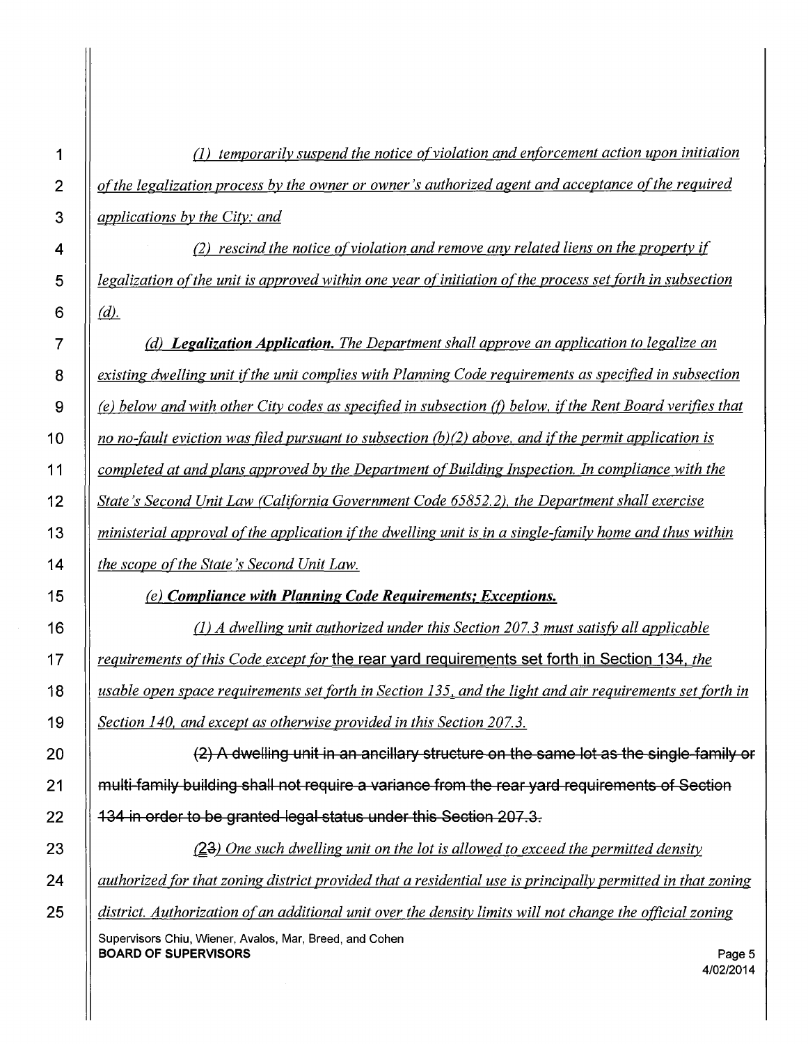*(1) temporarily suspend the notice of violation and enforcement action upon initiation of the legalization process by the owner or owner's authorized agent and acceptance of the required applications by the City; and*

*(2) rescind the notice of violation and remove any related liens on the property if legalization of the unit is approved within one year of initiation of the process set forth in subsection (d).*

*(d) **Legalization Application.** The Department shall approve an application to legalize an existing dwelling unit if the unit complies with Planning Code requirements as specified in subsection (e) below and with other City codes as specified in subsection (f) below, if the Rent Board verifies that no no-fault eviction was filed pursuant to subsection (b)(2) above, and if the permit application is completed at and plans approved by the Department of Building Inspection. In compliance with the State's Second Unit Law (California Government Code 65852.2), the Department shall exercise ministerial approval of the application if the dwelling unit is in a single-family home and thus within the scope of the State's Second Unit Law.*

*(e) **Compliance with Planning Code Requirements; Exceptions.***

*(1) A dwelling unit authorized under this Section 207.3 must satisfy all applicable requirements of this Code except for* the rear yard requirements set forth in Section 134, *the usable open space requirements set forth in Section 135, and the light and air requirements set forth in Section 140, and except as otherwise provided in this Section 207.3.*

~~(2) A dwelling unit in an ancillary structure on the same lot as the single-family or multi-family building shall not require a variance from the rear yard requirements of Section 134 in order to be granted legal status under this Section 207.3.~~

*(2~~3~~) One such dwelling unit on the lot is allowed to exceed the permitted density authorized for that zoning district provided that a residential use is principally permitted in that zoning district. Authorization of an additional unit over the density limits will not change the official zoning*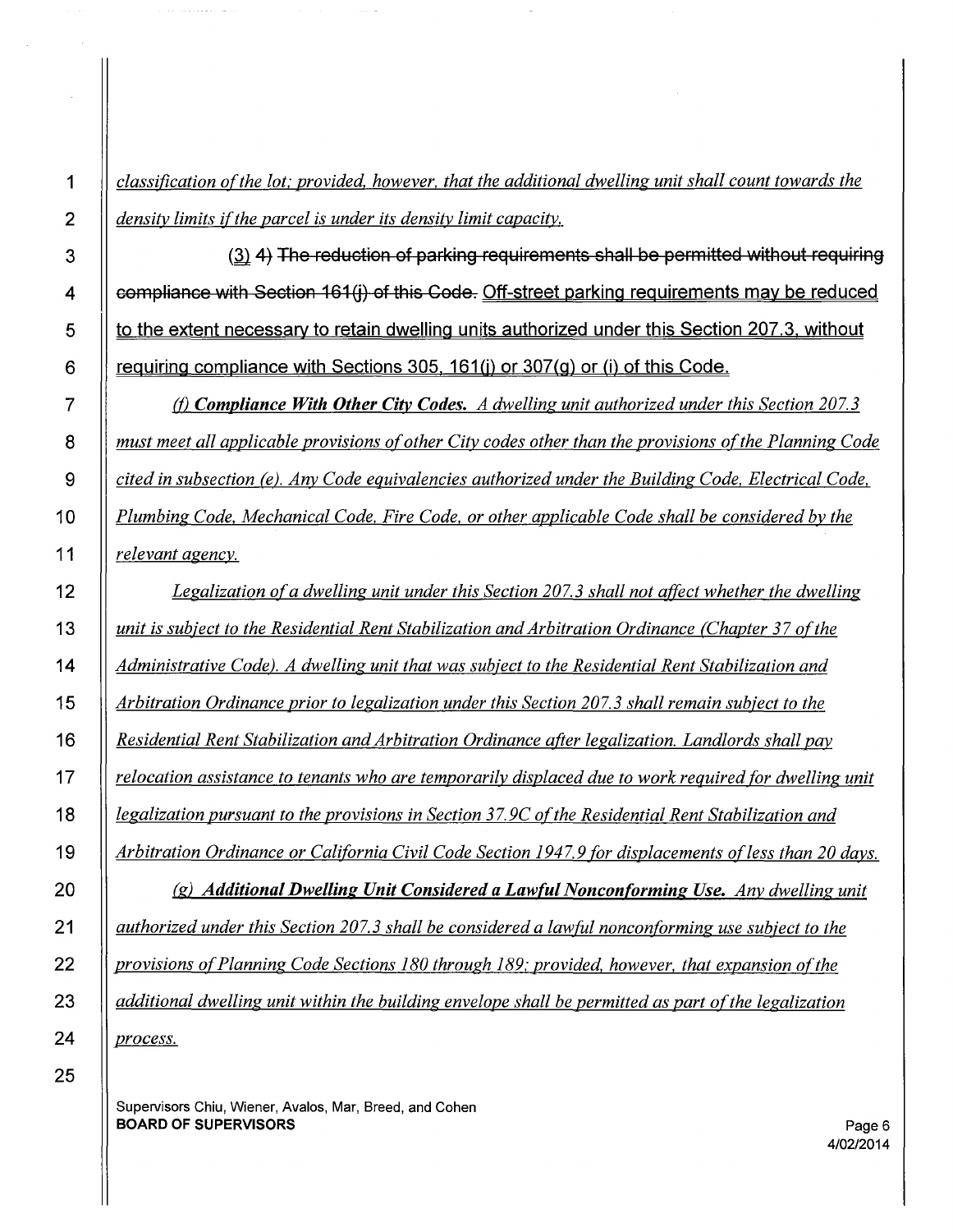*classification of the lot; provided, however, that the additional dwelling unit shall count towards the density limits if the parcel is under its density limit capacity.*

(3) ~~4) The reduction of parking requirements shall be permitted without requiring compliance with Section 161(j) of this Code.~~ Off-street parking requirements may be reduced to the extent necessary to retain dwelling units authorized under this Section 207.3, without requiring compliance with Sections 305, 161(j) or 307(g) or (i) of this Code.

*(f) **Compliance With Other City Codes.** A dwelling unit authorized under this Section 207.3 must meet all applicable provisions of other City codes other than the provisions of the Planning Code cited in subsection (e). Any Code equivalencies authorized under the Building Code, Electrical Code, Plumbing Code, Mechanical Code, Fire Code, or other applicable Code shall be considered by the relevant agency.*

*Legalization of a dwelling unit under this Section 207.3 shall not affect whether the dwelling unit is subject to the Residential Rent Stabilization and Arbitration Ordinance (Chapter 37 of the Administrative Code). A dwelling unit that was subject to the Residential Rent Stabilization and Arbitration Ordinance prior to legalization under this Section 207.3 shall remain subject to the Residential Rent Stabilization and Arbitration Ordinance after legalization. Landlords shall pay relocation assistance to tenants who are temporarily displaced due to work required for dwelling unit legalization pursuant to the provisions in Section 37.9C of the Residential Rent Stabilization and Arbitration Ordinance or California Civil Code Section 1947.9 for displacements of less than 20 days.*

*(g) **Additional Dwelling Unit Considered a Lawful Nonconforming Use.** Any dwelling unit authorized under this Section 207.3 shall be considered a lawful nonconforming use subject to the provisions of Planning Code Sections 180 through 189; provided, however, that expansion of the additional dwelling unit within the building envelope shall be permitted as part of the legalization process.*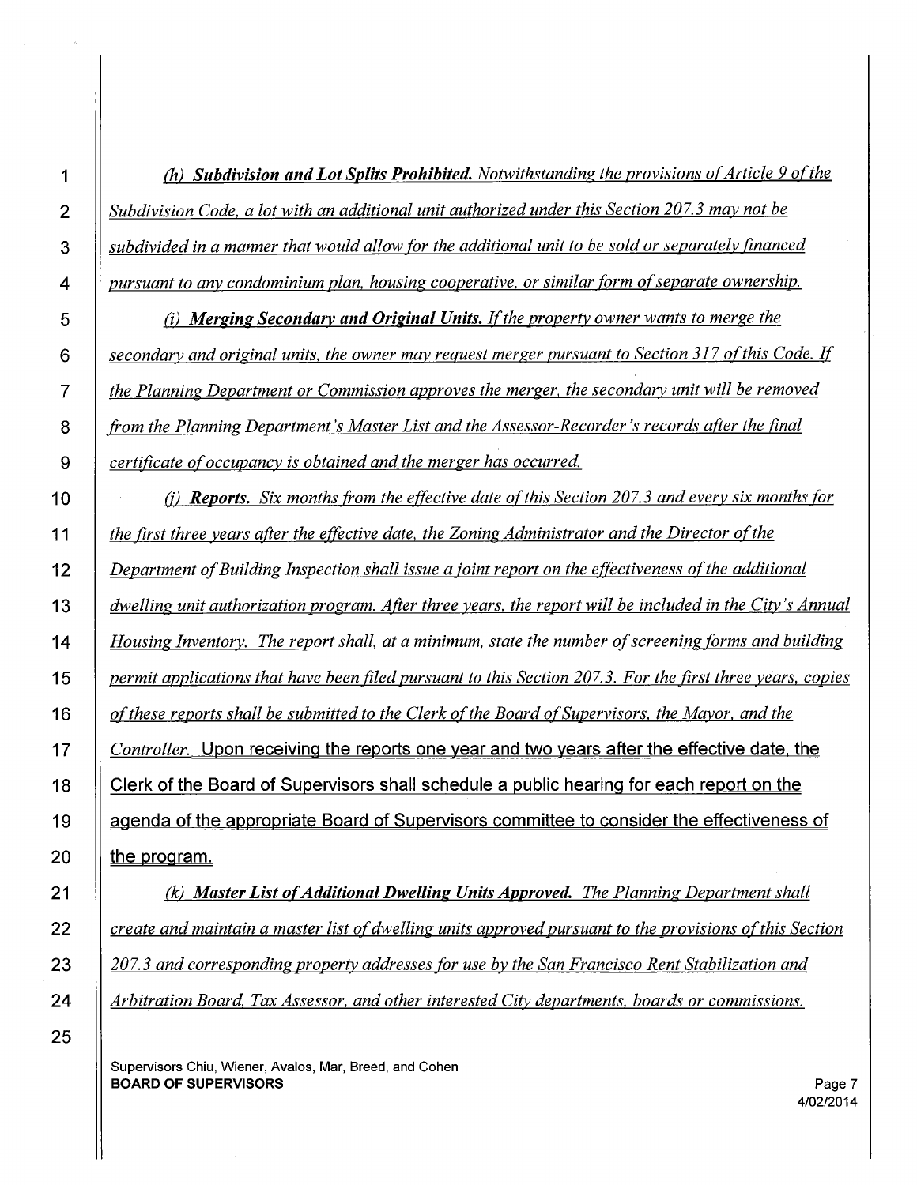*(h) **Subdivision and Lot Splits Prohibited.** Notwithstanding the provisions of Article 9 of the Subdivision Code, a lot with an additional unit authorized under this Section 207.3 may not be subdivided in a manner that would allow for the additional unit to be sold or separately financed pursuant to any condominium plan, housing cooperative, or similar form of separate ownership.*

*(i) **Merging Secondary and Original Units.** If the property owner wants to merge the secondary and original units, the owner may request merger pursuant to Section 317 of this Code. If the Planning Department or Commission approves the merger, the secondary unit will be removed from the Planning Department's Master List and the Assessor-Recorder's records after the final certificate of occupancy is obtained and the merger has occurred.*

*(j) **Reports.** Six months from the effective date of this Section 207.3 and every six months for the first three years after the effective date, the Zoning Administrator and the Director of the Department of Building Inspection shall issue a joint report on the effectiveness of the additional dwelling unit authorization program. After three years, the report will be included in the City's Annual Housing Inventory. The report shall, at a minimum, state the number of screening forms and building permit applications that have been filed pursuant to this Section 207.3. For the first three years, copies of these reports shall be submitted to the Clerk of the Board of Supervisors, the Mayor, and the Controller.* Upon receiving the reports one year and two years after the effective date, the Clerk of the Board of Supervisors shall schedule a public hearing for each report on the agenda of the appropriate Board of Supervisors committee to consider the effectiveness of the program.

*(k) **Master List of Additional Dwelling Units Approved.** The Planning Department shall create and maintain a master list of dwelling units approved pursuant to the provisions of this Section 207.3 and corresponding property addresses for use by the San Francisco Rent Stabilization and Arbitration Board, Tax Assessor, and other interested City departments, boards or commissions.*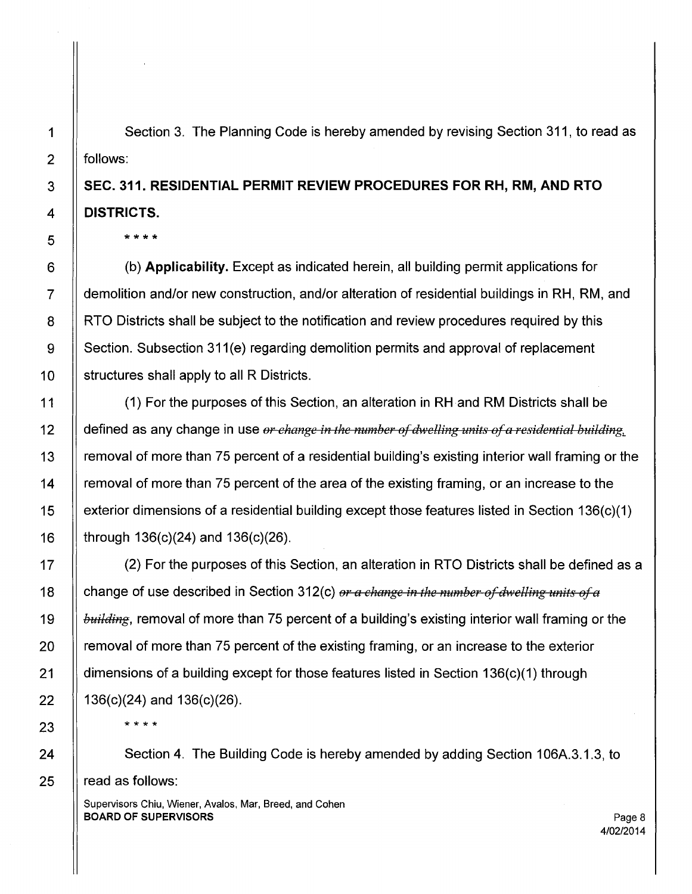Section 3. The Planning Code is hereby amended by revising Section 311, to read as follows:

**SEC. 311. RESIDENTIAL PERMIT REVIEW PROCEDURES FOR RH, RM, AND RTO DISTRICTS.**

\* \* \* \*

(b) **Applicability.** Except as indicated herein, all building permit applications for demolition and/or new construction, and/or alteration of residential buildings in RH, RM, and RTO Districts shall be subject to the notification and review procedures required by this Section. Subsection 311(e) regarding demolition permits and approval of replacement structures shall apply to all R Districts.

(1) For the purposes of this Section, an alteration in RH and RM Districts shall be defined as any change in use ~~*or change in the number of dwelling units of a residential building*~~, removal of more than 75 percent of a residential building's existing interior wall framing or the removal of more than 75 percent of the area of the existing framing, or an increase to the exterior dimensions of a residential building except those features listed in Section 136(c)(1) through 136(c)(24) and 136(c)(26).

(2) For the purposes of this Section, an alteration in RTO Districts shall be defined as a change of use described in Section 312(c) ~~*or a change in the number of dwelling units of a building*~~, removal of more than 75 percent of a building's existing interior wall framing or the removal of more than 75 percent of the existing framing, or an increase to the exterior dimensions of a building except for those features listed in Section 136(c)(1) through 136(c)(24) and 136(c)(26).

\* \* \* \*

Section 4. The Building Code is hereby amended by adding Section 106A.3.1.3, to read as follows: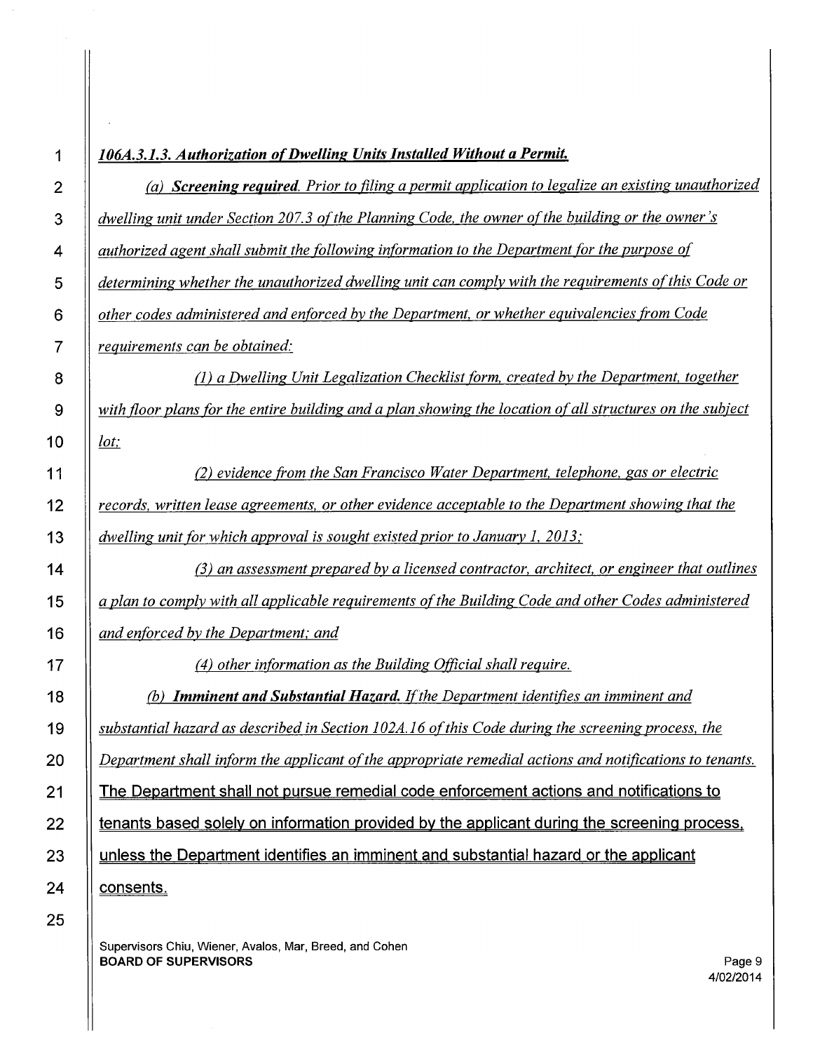***106A.3.1.3. Authorization of Dwelling Units Installed Without a Permit.***

*(a)* ***Screening required****. Prior to filing a permit application to legalize an existing unauthorized dwelling unit under Section 207.3 of the Planning Code, the owner of the building or the owner's authorized agent shall submit the following information to the Department for the purpose of determining whether the unauthorized dwelling unit can comply with the requirements of this Code or other codes administered and enforced by the Department, or whether equivalencies from Code requirements can be obtained:*

*(1) a Dwelling Unit Legalization Checklist form, created by the Department, together with floor plans for the entire building and a plan showing the location of all structures on the subject lot;*

*(2) evidence from the San Francisco Water Department, telephone, gas or electric records, written lease agreements, or other evidence acceptable to the Department showing that the dwelling unit for which approval is sought existed prior to January 1, 2013;*

*(3) an assessment prepared by a licensed contractor, architect, or engineer that outlines a plan to comply with all applicable requirements of the Building Code and other Codes administered and enforced by the Department; and*

*(4) other information as the Building Official shall require.*

*(b)* ***Imminent and Substantial Hazard.*** *If the Department identifies an imminent and substantial hazard as described in Section 102A.16 of this Code during the screening process, the Department shall inform the applicant of the appropriate remedial actions and notifications to tenants.* The Department shall not pursue remedial code enforcement actions and notifications to tenants based solely on information provided by the applicant during the screening process, unless the Department identifies an imminent and substantial hazard or the applicant consents.

Supervisors Chiu, Wiener, Avalos, Mar, Breed, and Cohen
**BOARD OF SUPERVISORS**

4/02/2014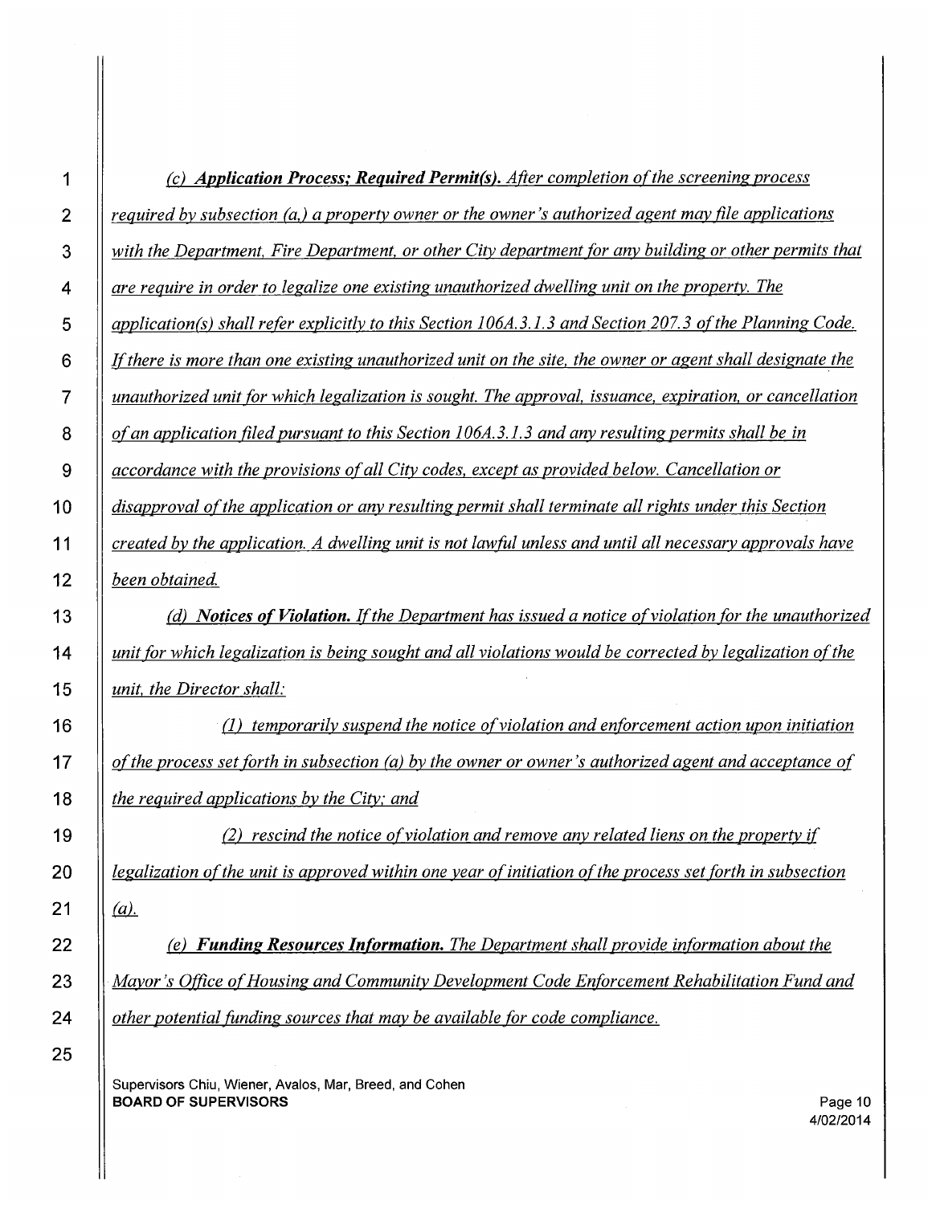*(c) **Application Process; Required Permit(s).** After completion of the screening process required by subsection (a,) a property owner or the owner's authorized agent may file applications with the Department, Fire Department, or other City department for any building or other permits that are require in order to legalize one existing unauthorized dwelling unit on the property. The application(s) shall refer explicitly to this Section 106A.3.1.3 and Section 207.3 of the Planning Code. If there is more than one existing unauthorized unit on the site, the owner or agent shall designate the unauthorized unit for which legalization is sought. The approval, issuance, expiration, or cancellation of an application filed pursuant to this Section 106A.3.1.3 and any resulting permits shall be in accordance with the provisions of all City codes, except as provided below. Cancellation or disapproval of the application or any resulting permit shall terminate all rights under this Section created by the application. A dwelling unit is not lawful unless and until all necessary approvals have been obtained.*

*(d) **Notices of Violation.** If the Department has issued a notice of violation for the unauthorized unit for which legalization is being sought and all violations would be corrected by legalization of the unit, the Director shall:*

*(1) temporarily suspend the notice of violation and enforcement action upon initiation of the process set forth in subsection (a) by the owner or owner's authorized agent and acceptance of the required applications by the City; and*

*(2) rescind the notice of violation and remove any related liens on the property if legalization of the unit is approved within one year of initiation of the process set forth in subsection (a).*

*(e) **Funding Resources Information.** The Department shall provide information about the Mayor's Office of Housing and Community Development Code Enforcement Rehabilitation Fund and other potential funding sources that may be available for code compliance.*

Supervisors Chiu, Wiener, Avalos, Mar, Breed, and Cohen
**BOARD OF SUPERVISORS**

4/02/2014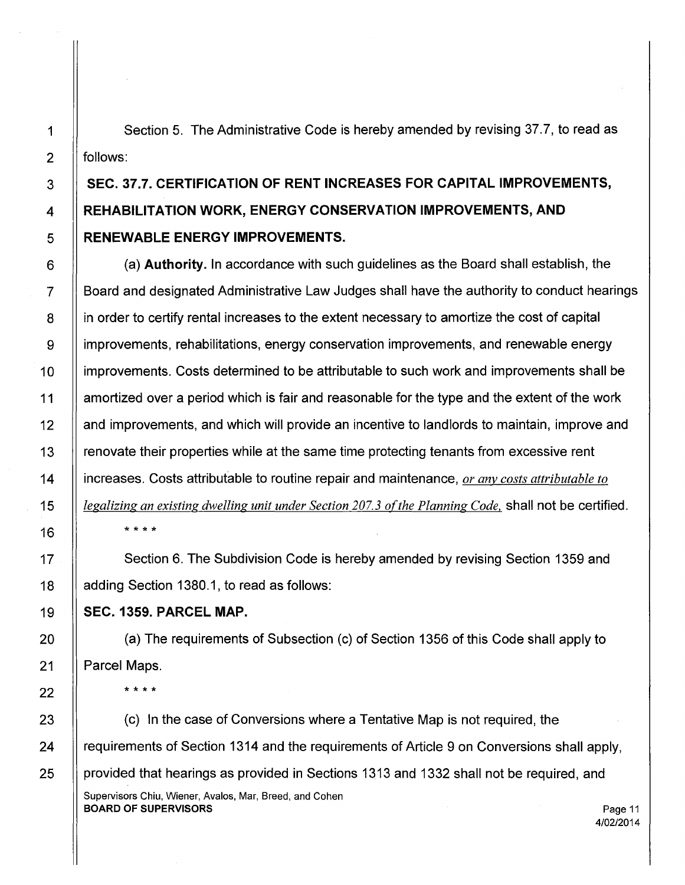Section 5. The Administrative Code is hereby amended by revising 37.7, to read as follows:

**SEC. 37.7. CERTIFICATION OF RENT INCREASES FOR CAPITAL IMPROVEMENTS, REHABILITATION WORK, ENERGY CONSERVATION IMPROVEMENTS, AND RENEWABLE ENERGY IMPROVEMENTS.**

(a) **Authority.** In accordance with such guidelines as the Board shall establish, the Board and designated Administrative Law Judges shall have the authority to conduct hearings in order to certify rental increases to the extent necessary to amortize the cost of capital improvements, rehabilitations, energy conservation improvements, and renewable energy improvements. Costs determined to be attributable to such work and improvements shall be amortized over a period which is fair and reasonable for the type and the extent of the work and improvements, and which will provide an incentive to landlords to maintain, improve and renovate their properties while at the same time protecting tenants from excessive rent increases. Costs attributable to routine repair and maintenance, *or any costs attributable to legalizing an existing dwelling unit under Section 207.3 of the Planning Code,* shall not be certified.

\* \* \* \*

Section 6. The Subdivision Code is hereby amended by revising Section 1359 and adding Section 1380.1, to read as follows:

**SEC. 1359. PARCEL MAP.**

(a) The requirements of Subsection (c) of Section 1356 of this Code shall apply to Parcel Maps.

\* \* \* \*

(c) In the case of Conversions where a Tentative Map is not required, the requirements of Section 1314 and the requirements of Article 9 on Conversions shall apply, provided that hearings as provided in Sections 1313 and 1332 shall not be required, and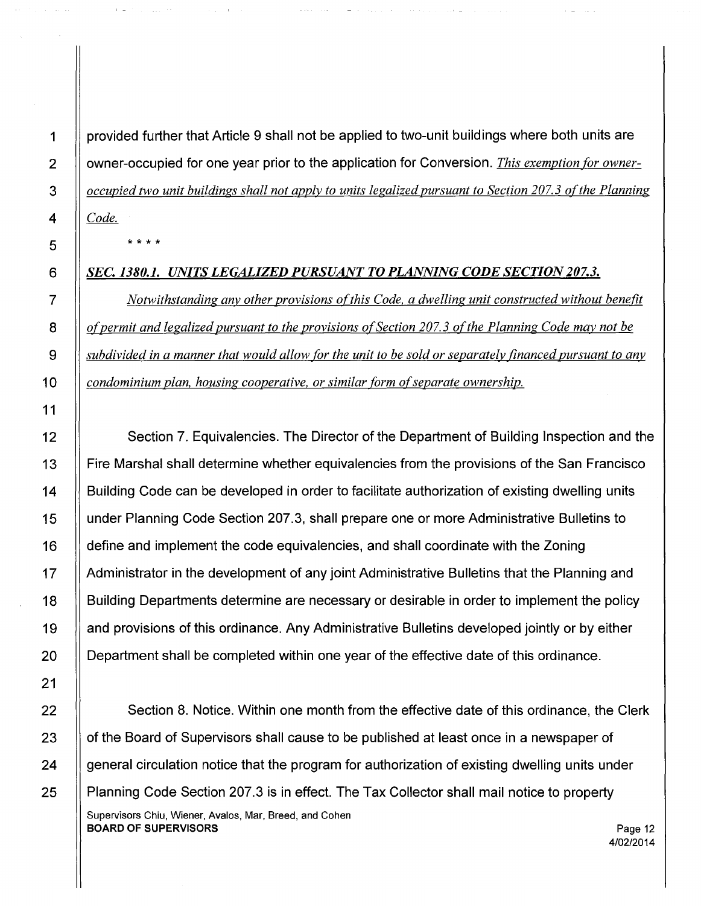provided further that Article 9 shall not be applied to two-unit buildings where both units are owner-occupied for one year prior to the application for Conversion. *This exemption for owner-occupied two unit buildings shall not apply to units legalized pursuant to Section 207.3 of the Planning Code.*

* * * *

***SEC. 1380.1. UNITS LEGALIZED PURSUANT TO PLANNING CODE SECTION 207.3.***

*Notwithstanding any other provisions of this Code, a dwelling unit constructed without benefit of permit and legalized pursuant to the provisions of Section 207.3 of the Planning Code may not be subdivided in a manner that would allow for the unit to be sold or separately financed pursuant to any condominium plan, housing cooperative, or similar form of separate ownership.*

Section 7. Equivalencies. The Director of the Department of Building Inspection and the Fire Marshal shall determine whether equivalencies from the provisions of the San Francisco Building Code can be developed in order to facilitate authorization of existing dwelling units under Planning Code Section 207.3, shall prepare one or more Administrative Bulletins to define and implement the code equivalencies, and shall coordinate with the Zoning Administrator in the development of any joint Administrative Bulletins that the Planning and Building Departments determine are necessary or desirable in order to implement the policy and provisions of this ordinance. Any Administrative Bulletins developed jointly or by either Department shall be completed within one year of the effective date of this ordinance.

Section 8. Notice. Within one month from the effective date of this ordinance, the Clerk of the Board of Supervisors shall cause to be published at least once in a newspaper of general circulation notice that the program for authorization of existing dwelling units under Planning Code Section 207.3 is in effect. The Tax Collector shall mail notice to property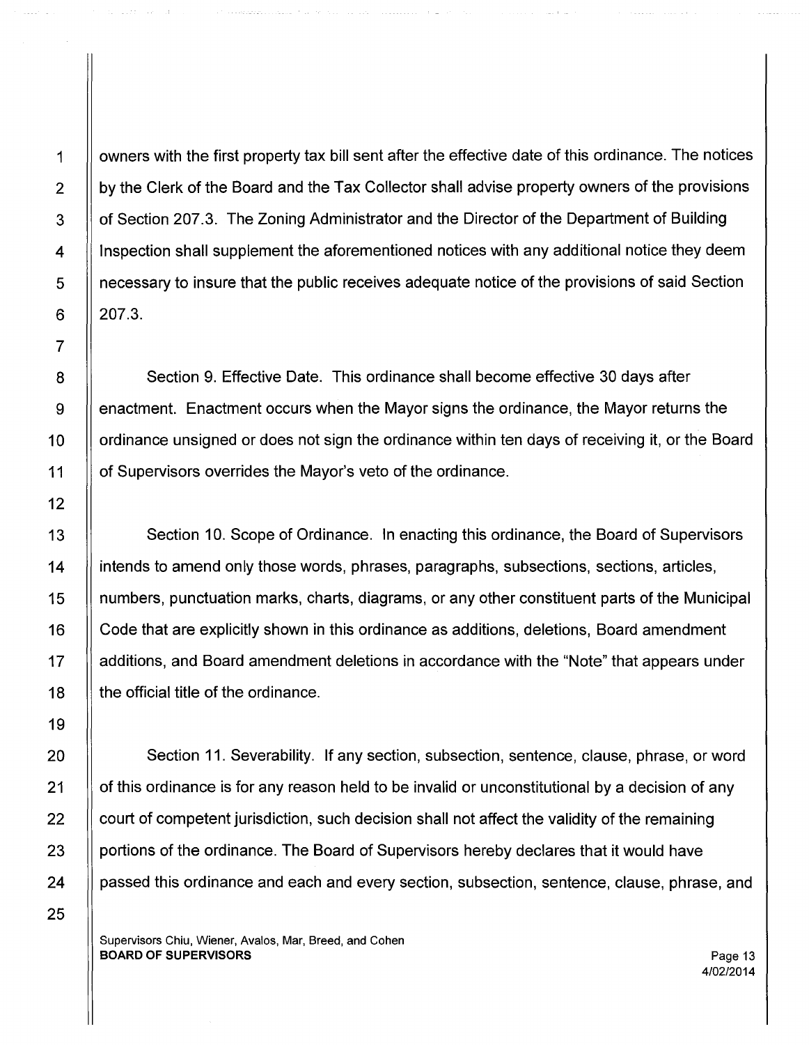owners with the first property tax bill sent after the effective date of this ordinance. The notices by the Clerk of the Board and the Tax Collector shall advise property owners of the provisions of Section 207.3. The Zoning Administrator and the Director of the Department of Building Inspection shall supplement the aforementioned notices with any additional notice they deem necessary to insure that the public receives adequate notice of the provisions of said Section 207.3.

Section 9. Effective Date. This ordinance shall become effective 30 days after enactment. Enactment occurs when the Mayor signs the ordinance, the Mayor returns the ordinance unsigned or does not sign the ordinance within ten days of receiving it, or the Board of Supervisors overrides the Mayor's veto of the ordinance.

Section 10. Scope of Ordinance. In enacting this ordinance, the Board of Supervisors intends to amend only those words, phrases, paragraphs, subsections, sections, articles, numbers, punctuation marks, charts, diagrams, or any other constituent parts of the Municipal Code that are explicitly shown in this ordinance as additions, deletions, Board amendment additions, and Board amendment deletions in accordance with the "Note" that appears under the official title of the ordinance.

Section 11. Severability. If any section, subsection, sentence, clause, phrase, or word of this ordinance is for any reason held to be invalid or unconstitutional by a decision of any court of competent jurisdiction, such decision shall not affect the validity of the remaining portions of the ordinance. The Board of Supervisors hereby declares that it would have passed this ordinance and each and every section, subsection, sentence, clause, phrase, and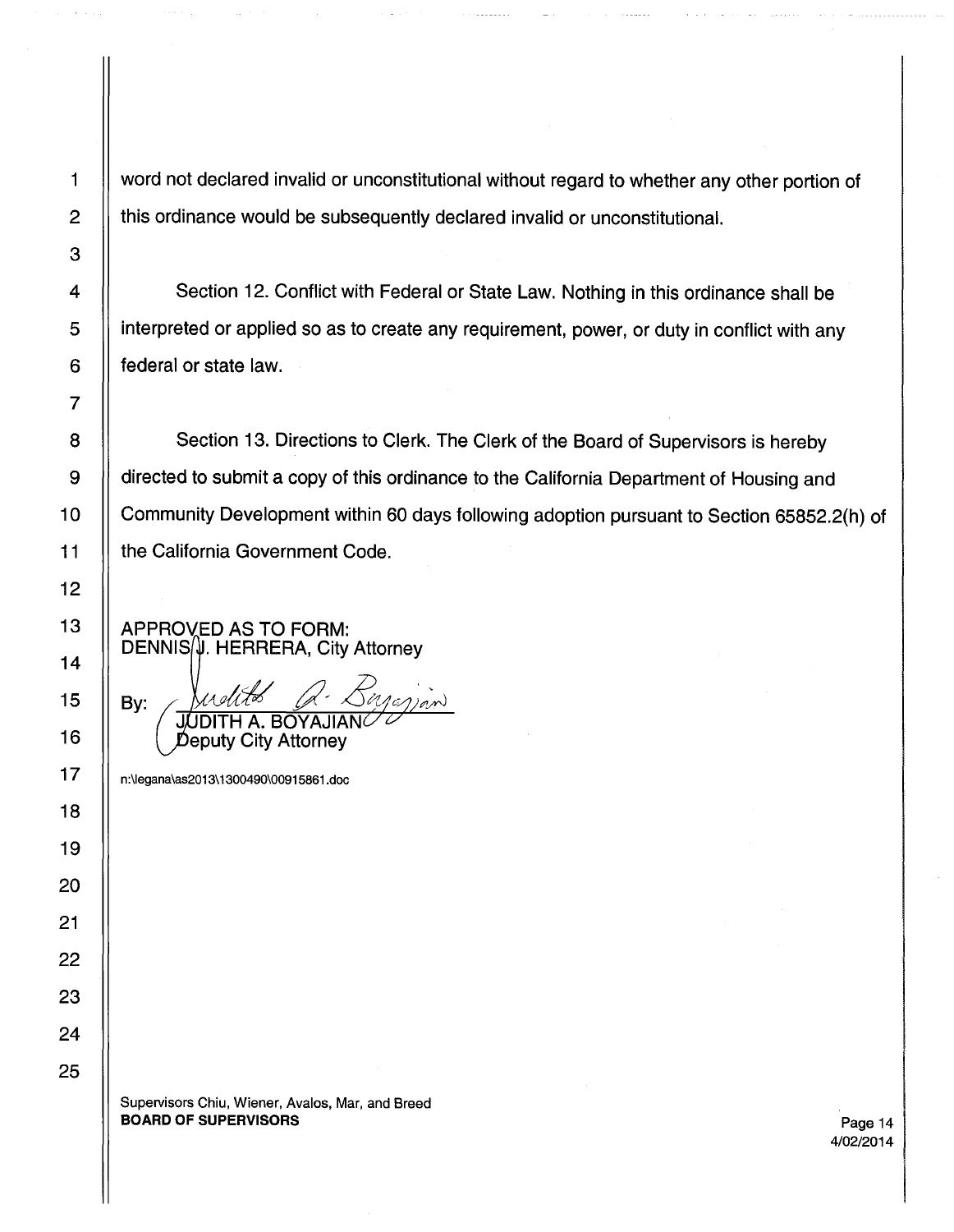word not declared invalid or unconstitutional without regard to whether any other portion of this ordinance would be subsequently declared invalid or unconstitutional.

Section 12. Conflict with Federal or State Law. Nothing in this ordinance shall be interpreted or applied so as to create any requirement, power, or duty in conflict with any federal or state law.

Section 13. Directions to Clerk. The Clerk of the Board of Supervisors is hereby directed to submit a copy of this ordinance to the California Department of Housing and Community Development within 60 days following adoption pursuant to Section 65852.2(h) of the California Government Code.

APPROVED AS TO FORM:
DENNIS J. HERRERA, City Attorney

By: Judith A. Boyajian
JUDITH A. BOYAJIAN
Deputy City Attorney

n:\legana\as2013\1300490\00915861.doc

Supervisors Chiu, Wiener, Avalos, Mar, and Breed
**BOARD OF SUPERVISORS**

4/02/2014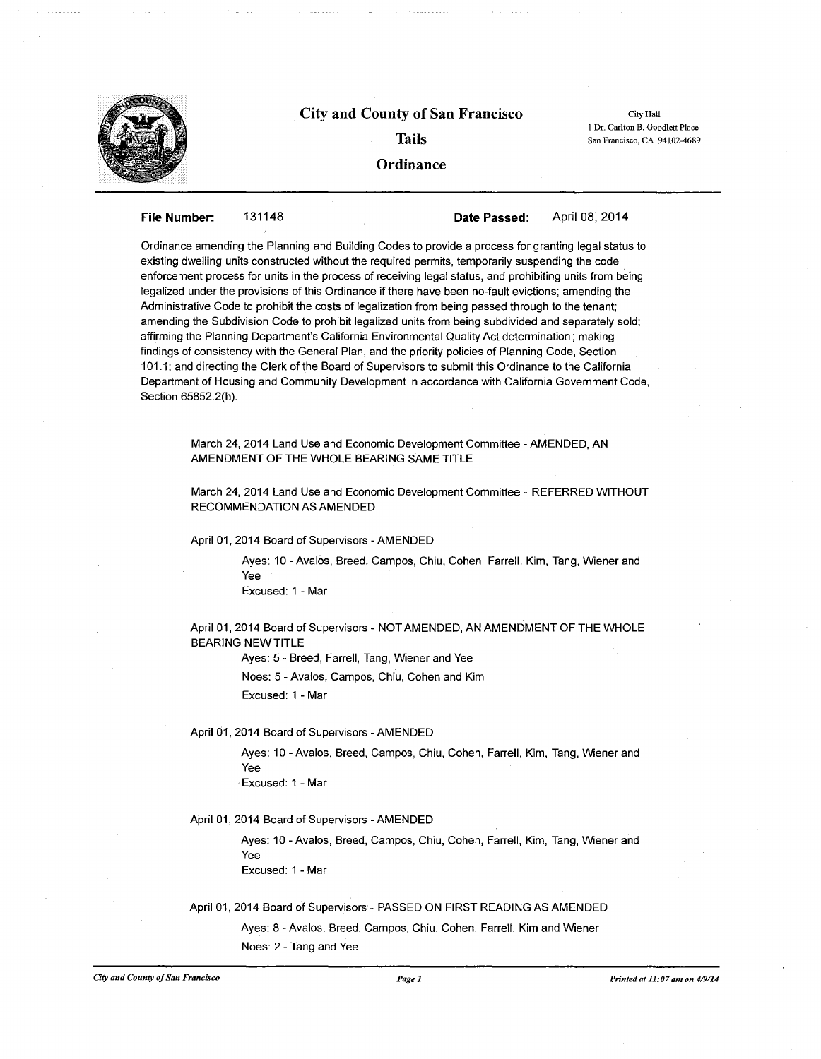# City and County of San Francisco

## Tails

## Ordinance

City Hall
1 Dr. Carlton B. Goodlett Place
San Francisco, CA 94102-4689

**File Number:** 131148 **Date Passed:** April 08, 2014

Ordinance amending the Planning and Building Codes to provide a process for granting legal status to existing dwelling units constructed without the required permits, temporarily suspending the code enforcement process for units in the process of receiving legal status, and prohibiting units from being legalized under the provisions of this Ordinance if there have been no-fault evictions; amending the Administrative Code to prohibit the costs of legalization from being passed through to the tenant; amending the Subdivision Code to prohibit legalized units from being subdivided and separately sold; affirming the Planning Department's California Environmental Quality Act determination; making findings of consistency with the General Plan, and the priority policies of Planning Code, Section 101.1; and directing the Clerk of the Board of Supervisors to submit this Ordinance to the California Department of Housing and Community Development in accordance with California Government Code, Section 65852.2(h).

March 24, 2014 Land Use and Economic Development Committee - AMENDED, AN AMENDMENT OF THE WHOLE BEARING SAME TITLE

March 24, 2014 Land Use and Economic Development Committee - REFERRED WITHOUT RECOMMENDATION AS AMENDED

April 01, 2014 Board of Supervisors - AMENDED

Ayes: 10 - Avalos, Breed, Campos, Chiu, Cohen, Farrell, Kim, Tang, Wiener and Yee
Excused: 1 - Mar

April 01, 2014 Board of Supervisors - NOT AMENDED, AN AMENDMENT OF THE WHOLE BEARING NEW TITLE

Ayes: 5 - Breed, Farrell, Tang, Wiener and Yee
Noes: 5 - Avalos, Campos, Chiu, Cohen and Kim
Excused: 1 - Mar

April 01, 2014 Board of Supervisors - AMENDED

Ayes: 10 - Avalos, Breed, Campos, Chiu, Cohen, Farrell, Kim, Tang, Wiener and Yee
Excused: 1 - Mar

April 01, 2014 Board of Supervisors - AMENDED

Ayes: 10 - Avalos, Breed, Campos, Chiu, Cohen, Farrell, Kim, Tang, Wiener and Yee
Excused: 1 - Mar

April 01, 2014 Board of Supervisors - PASSED ON FIRST READING AS AMENDED

Ayes: 8 - Avalos, Breed, Campos, Chiu, Cohen, Farrell, Kim and Wiener
Noes: 2 - Tang and Yee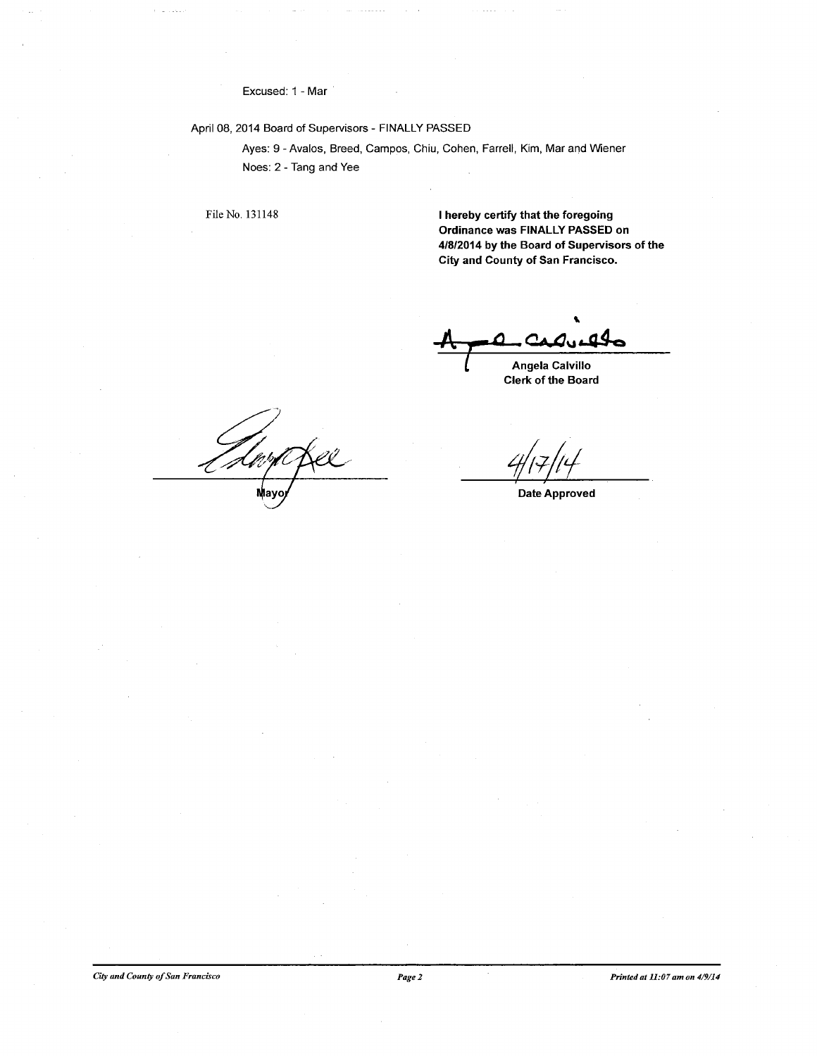Excused: 1 - Mar

April 08, 2014 Board of Supervisors - FINALLY PASSED

Ayes: 9 - Avalos, Breed, Campos, Chiu, Cohen, Farrell, Kim, Mar and Wiener

Noes: 2 - Tang and Yee

File No. 131148

**I hereby certify that the foregoing Ordinance was FINALLY PASSED on 4/8/2014 by the Board of Supervisors of the City and County of San Francisco.**

**Angela Calvillo**
**Clerk of the Board**

Mayor

4/17/14
**Date Approved**